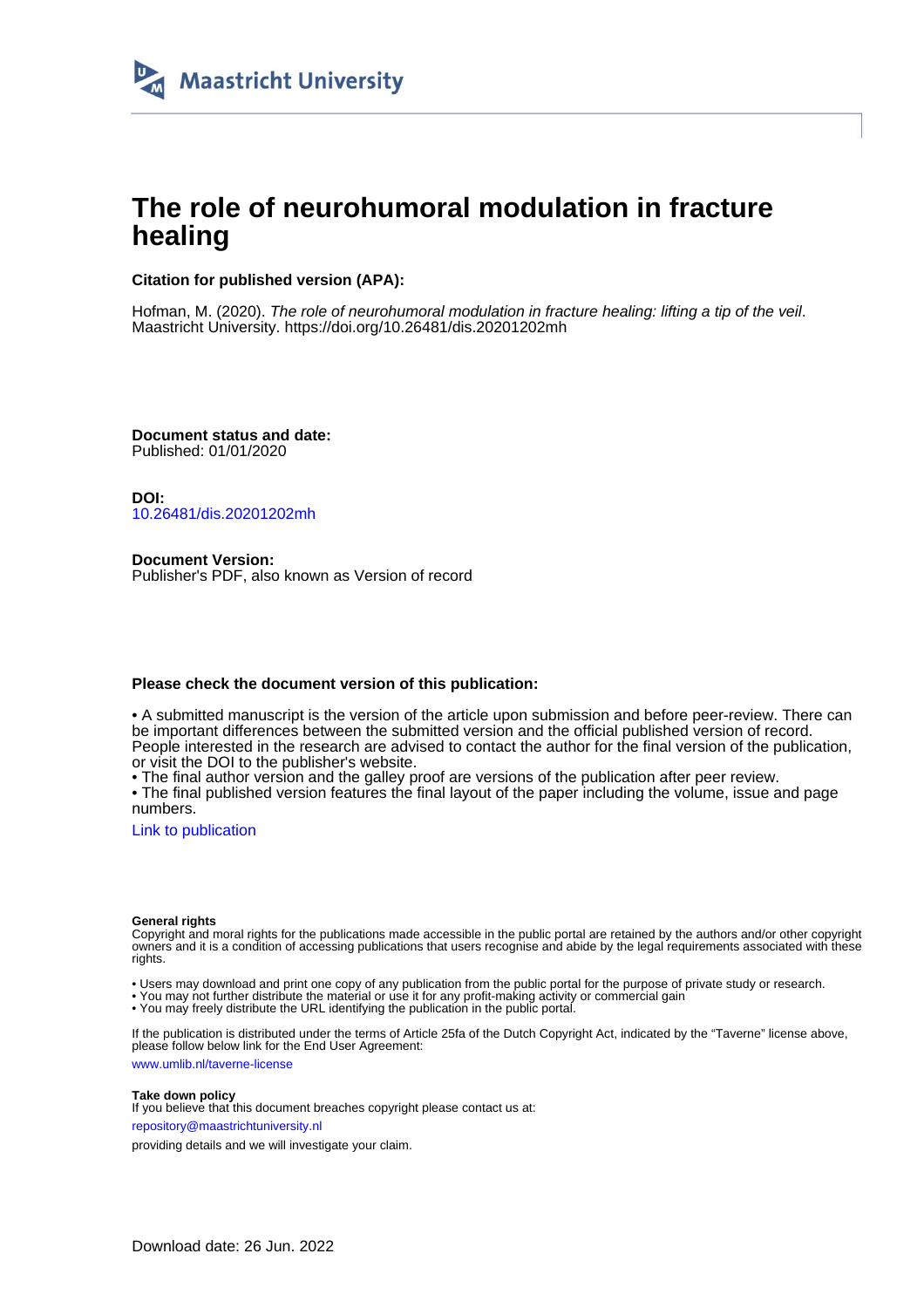Maastricht University

# The role of neurohumoral modulation in fracture healing

**Citation for published version (APA):**

Hofman, M. (2020). *The role of neurohumoral modulation in fracture healing: lifting a tip of the veil*. Maastricht University. https://doi.org/10.26481/dis.20201202mh

**Document status and date:**
Published: 01/01/2020

**DOI:**
10.26481/dis.20201202mh

**Document Version:**
Publisher's PDF, also known as Version of record

**Please check the document version of this publication:**

• A submitted manuscript is the version of the article upon submission and before peer-review. There can be important differences between the submitted version and the official published version of record. People interested in the research are advised to contact the author for the final version of the publication, or visit the DOI to the publisher's website.
• The final author version and the galley proof are versions of the publication after peer review.
• The final published version features the final layout of the paper including the volume, issue and page numbers.

Link to publication

**General rights**
Copyright and moral rights for the publications made accessible in the public portal are retained by the authors and/or other copyright owners and it is a condition of accessing publications that users recognise and abide by the legal requirements associated with these rights.

• Users may download and print one copy of any publication from the public portal for the purpose of private study or research.
• You may not further distribute the material or use it for any profit-making activity or commercial gain
• You may freely distribute the URL identifying the publication in the public portal.

If the publication is distributed under the terms of Article 25fa of the Dutch Copyright Act, indicated by the "Taverne" license above, please follow below link for the End User Agreement:

www.umlib.nl/taverne-license

**Take down policy**
If you believe that this document breaches copyright please contact us at:

repository@maastrichtuniversity.nl

providing details and we will investigate your claim.

Download date: 26 Jun. 2022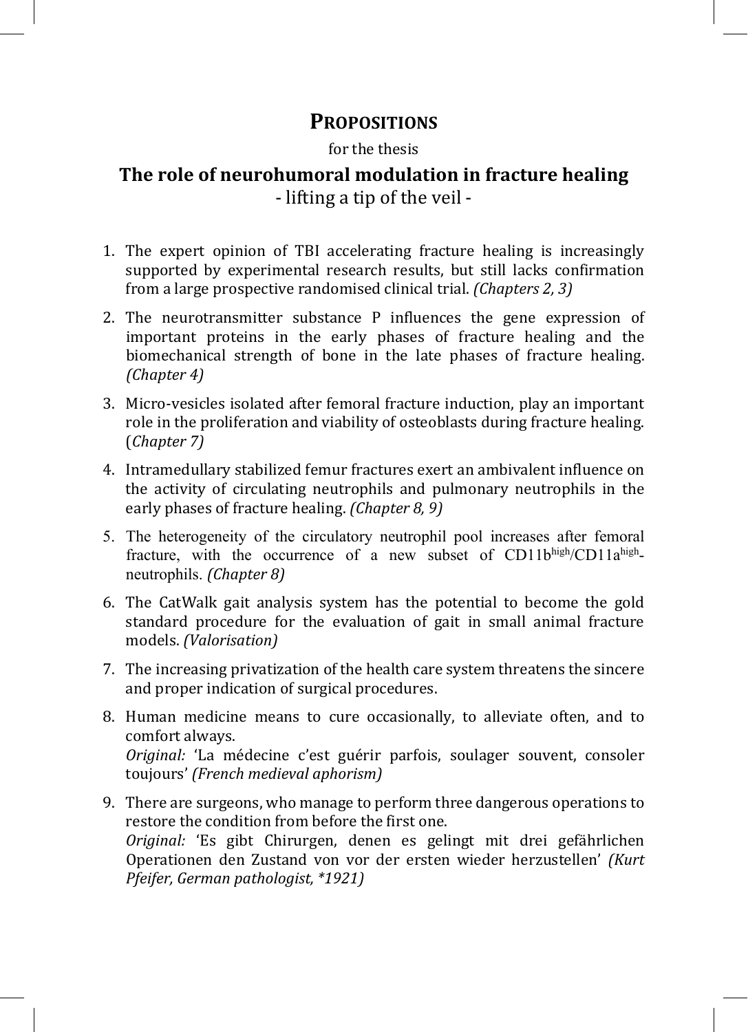# **Propositions**

for the thesis

## **The role of neurohumoral modulation in fracture healing**

- lifting a tip of the veil -

1. The expert opinion of TBI accelerating fracture healing is increasingly supported by experimental research results, but still lacks confirmation from a large prospective randomised clinical trial. *(Chapters 2, 3)*

2. The neurotransmitter substance P influences the gene expression of important proteins in the early phases of fracture healing and the biomechanical strength of bone in the late phases of fracture healing. *(Chapter 4)*

3. Micro-vesicles isolated after femoral fracture induction, play an important role in the proliferation and viability of osteoblasts during fracture healing. (*Chapter 7)*

4. Intramedullary stabilized femur fractures exert an ambivalent influence on the activity of circulating neutrophils and pulmonary neutrophils in the early phases of fracture healing. *(Chapter 8, 9)*

5. The heterogeneity of the circulatory neutrophil pool increases after femoral fracture, with the occurrence of a new subset of $CD11b^{high}/CD11a^{high}$-neutrophils. *(Chapter 8)*

6. The CatWalk gait analysis system has the potential to become the gold standard procedure for the evaluation of gait in small animal fracture models. *(Valorisation)*

7. The increasing privatization of the health care system threatens the sincere and proper indication of surgical procedures.

8. Human medicine means to cure occasionally, to alleviate often, and to comfort always.
   *Original:* 'La médecine c'est guérir parfois, soulager souvent, consoler toujours' *(French medieval aphorism)*

9. There are surgeons, who manage to perform three dangerous operations to restore the condition from before the first one.
   *Original:* 'Es gibt Chirurgen, denen es gelingt mit drei gefährlichen Operationen den Zustand von vor der ersten wieder herzustellen' *(Kurt Pfeifer, German pathologist, \*1921)*